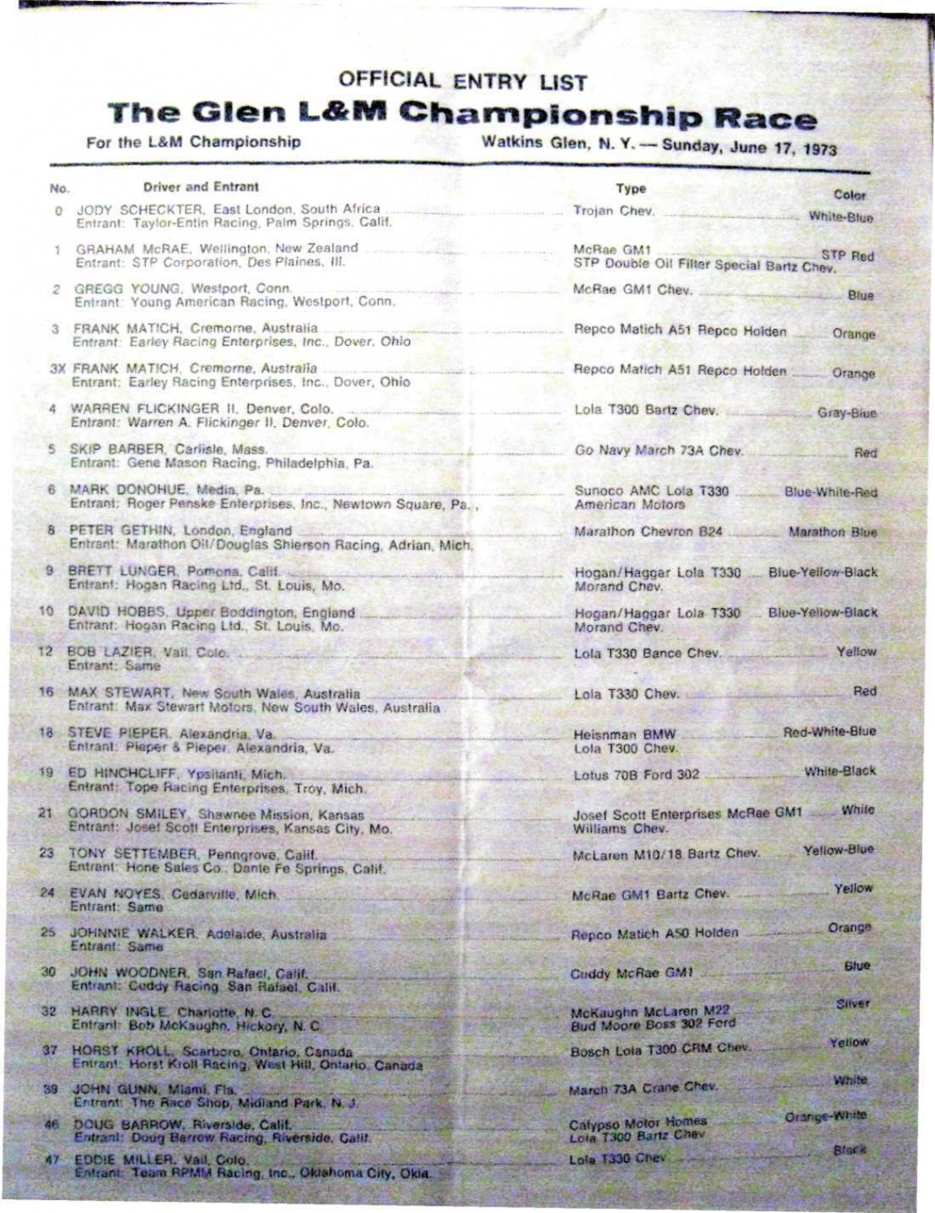# OFFICIAL ENTRY LIST

## The Glen L&M Championship Race

For the L&M Championship — Watkins Glen, N. Y. — Sunday, June 17, 1973

| No. | Driver and Entrant | Type | Color |
|---|---|---|---|
| 0 | JODY SCHECKTER, East London, South Africa<br>Entrant: Taylor-Entin Racing, Palm Springs, Calif. | Trojan Chev. | White-Blue |
| 1 | GRAHAM McRAE, Wellington, New Zealand<br>Entrant: STP Corporation, Des Plaines, Ill. | McRae GM1<br>STP Double Oil Filter Special Bartz Chev. | STP Red |
| 2 | GREGG YOUNG, Westport, Conn.<br>Entrant: Young American Racing, Westport, Conn. | McRae GM1 Chev. | Blue |
| 3 | FRANK MATICH, Cremorne, Australia<br>Entrant: Earley Racing Enterprises, Inc., Dover, Ohio | Repco Matich A51 Repco Holden | Orange |
| 3X | FRANK MATICH, Cremorne, Australia<br>Entrant: Earley Racing Enterprises, Inc., Dover, Ohio | Repco Matich A51 Repco Holden | Orange |
| 4 | WARREN FLICKINGER II, Denver, Colo.<br>Entrant: Warren A. Flickinger II, Denver, Colo. | Lola T300 Bartz Chev. | Gray-Blue |
| 5 | SKIP BARBER, Carlisle, Mass.<br>Entrant: Gene Mason Racing, Philadelphia, Pa. | Go Navy March 73A Chev. | Red |
| 6 | MARK DONOHUE, Media, Pa.<br>Entrant: Roger Penske Enterprises, Inc., Newtown Square, Pa. | Sunoco AMC Lola T330<br>American Motors | Blue-White-Red |
| 8 | PETER GETHIN, London, England<br>Entrant: Marathon Oil/Douglas Shierson Racing, Adrian, Mich. | Marathon Chevron B24 | Marathon Blue |
| 9 | BRETT LUNGER, Pomona, Calif.<br>Entrant: Hogan Racing Ltd., St. Louis, Mo. | Hogan/Haggar Lola T330<br>Morand Chev. | Blue-Yellow-Black |
| 10 | DAVID HOBBS, Upper Boddington, England<br>Entrant: Hogan Racing Ltd., St. Louis, Mo. | Hogan/Haggar Lola T330<br>Morand Chev. | Blue-Yellow-Black |
| 12 | BOB LAZIER, Vail, Colo.<br>Entrant: Same | Lola T330 Bance Chev. | Yellow |
| 16 | MAX STEWART, New South Wales, Australia<br>Entrant: Max Stewart Motors, New South Wales, Australia | Lola T330 Chev. | Red |
| 18 | STEVE PIEPER, Alexandria, Va.<br>Entrant: Pieper & Pieper, Alexandria, Va. | Heisnman BMW<br>Lola T300 Chev. | Red-White-Blue |
| 19 | ED HINCHCLIFF, Ypsilanti, Mich.<br>Entrant: Tope Racing Enterprises, Troy, Mich. | Lotus 70B Ford 302 | White-Black |
| 21 | GORDON SMILEY, Shawnee Mission, Kansas<br>Entrant: Josef Scott Enterprises, Kansas City, Mo. | Josef Scott Enterprises McRae GM1<br>Williams Chev. | White |
| 23 | TONY SETTEMBER, Penngrove, Calif.<br>Entrant: Hone Sales Co., Dante Fe Springs, Calif. | McLaren M10/18 Bartz Chev. | Yellow-Blue |
| 24 | EVAN NOYES, Cedarville, Mich.<br>Entrant: Same | McRae GM1 Bartz Chev. | Yellow |
| 25 | JOHNNIE WALKER, Adelaide, Australia<br>Entrant: Same | Repco Matich A50 Holden | Orange |
| 30 | JOHN WOODNER, San Rafael, Calif.<br>Entrant: Cuddy Racing, San Rafael, Calif. | Cuddy McRae GM1 | Blue |
| 32 | HARRY INGLE, Charlotte, N. C.<br>Entrant: Bob McKaughn, Hickory, N. C. | McKaughn McLaren M22<br>Bud Moore Boss 302 Ford | Silver |
| 37 | HORST KROLL, Scarboro, Ontario, Canada<br>Entrant: Horst Kroll Racing, West Hill, Ontario, Canada | Bosch Lola T300 CRM Chev. | Yellow |
| 39 | JOHN GUNN, Miami, Fla.<br>Entrant: The Race Shop, Midland Park, N. J. | March 73A Crane Chev. | White |
| 46 | DOUG BARROW, Riverside, Calif.<br>Entrant: Doug Barrow Racing, Riverside, Calif. | Calypso Motor Homes<br>Lola T300 Bartz Chev | Orange-White |
| 47 | EDDIE MILLER, Vail, Colo.<br>Entrant: Team RPMM Racing, Inc., Oklahoma City, Okla. | Lola T330 Chev | Black |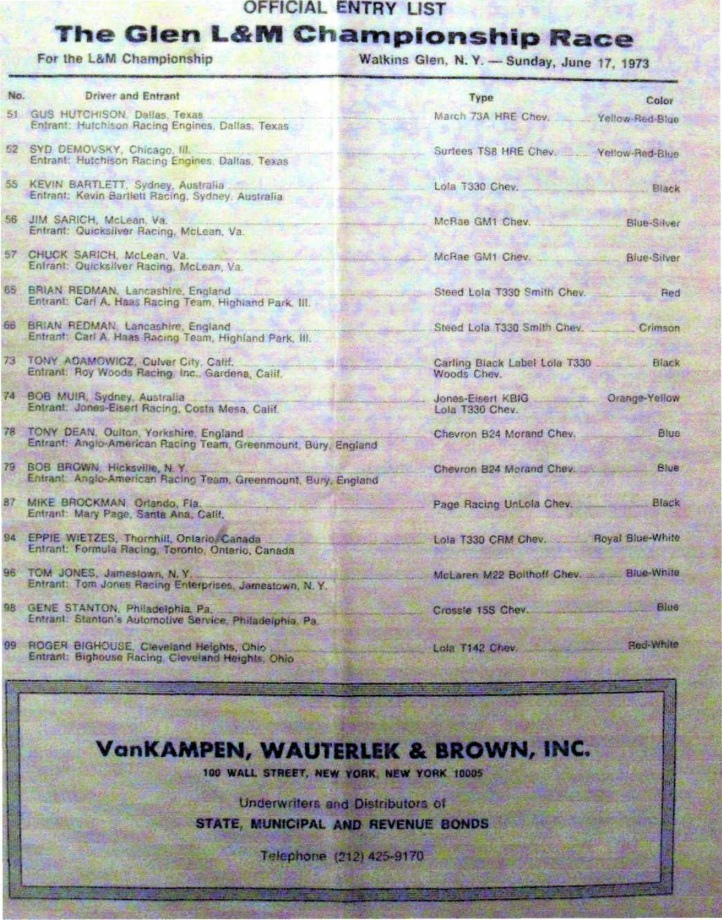## OFFICIAL ENTRY LIST

# The Glen L&M Championship Race

**For the L&M Championship** — **Watkins Glen, N. Y. — Sunday, June 17, 1973**

| No. | Driver and Entrant | Type | Color |
|---|---|---|---|
| 51 | GUS HUTCHISON, Dallas, Texas<br>Entrant: Hutchison Racing Engines, Dallas, Texas | March 73A HRE Chev. | Yellow-Red-Blue |
| 52 | SYD DEMOVSKY, Chicago, Ill.<br>Entrant: Hutchison Racing Engines, Dallas, Texas | Surtees TS8 HRE Chev. | Yellow-Red-Blue |
| 55 | KEVIN BARTLETT, Sydney, Australia<br>Entrant: Kevin Bartlett Racing, Sydney, Australia | Lola T330 Chev. | Black |
| 56 | JIM SARICH, McLean, Va.<br>Entrant: Quicksilver Racing, McLean, Va. | McRae GM1 Chev. | Blue-Silver |
| 57 | CHUCK SARICH, McLean, Va.<br>Entrant: Quicksilver Racing, McLean, Va. | McRae GM1 Chev. | Blue-Silver |
| 65 | BRIAN REDMAN, Lancashire, England<br>Entrant: Carl A. Haas Racing Team, Highland Park, Ill. | Steed Lola T330 Smith Chev. | Red |
| 66 | BRIAN REDMAN, Lancashire, England<br>Entrant: Carl A. Haas Racing Team, Highland Park, Ill. | Steed Lola T330 Smith Chev. | Crimson |
| 73 | TONY ADAMOWICZ, Culver City, Calif.<br>Entrant: Roy Woods Racing, Inc., Gardena, Calif. | Carling Black Label Lola T330 Woods Chev. | Black |
| 74 | BOB MUIR, Sydney, Australia<br>Entrant: Jones-Eisert Racing, Costa Mesa, Calif. | Jones-Eisert KBIG Lola T330 Chev. | Orange-Yellow |
| 78 | TONY DEAN, Oulton, Yorkshire, England<br>Entrant: Anglo-American Racing Team, Greenmount, Bury, England | Chevron B24 Morand Chev. | Blue |
| 79 | BOB BROWN, Hicksville, N. Y.<br>Entrant: Anglo-American Racing Team, Greenmount, Bury, England | Chevron B24 Morand Chev. | Blue |
| 87 | MIKE BROCKMAN, Orlando, Fla.<br>Entrant: Mary Page, Santa Ana, Calif. | Page Racing UnLola Chev. | Black |
| 94 | EPPIE WIETZES, Thornhill, Ontario, Canada<br>Entrant: Formula Racing, Toronto, Ontario, Canada | Lola T330 CRM Chev. | Royal Blue-White |
| 96 | TOM JONES, Jamestown, N. Y.<br>Entrant: Tom Jones Racing Enterprises, Jamestown, N. Y. | McLaren M22 Bolthoff Chev. | Blue-White |
| 98 | GENE STANTON, Philadelphia, Pa.<br>Entrant: Stanton's Automotive Service, Philadelphia, Pa. | Crossle 15S Chev. | Blue |
| 99 | ROGER BIGHOUSE, Cleveland Heights, Ohio<br>Entrant: Bighouse Racing, Cleveland Heights, Ohio | Lola T142 Chev. | Red-White |

## VanKAMPEN, WAUTERLEK & BROWN, INC.

100 WALL STREET, NEW YORK, NEW YORK 10005

Underwriters and Distributors of

**STATE, MUNICIPAL AND REVENUE BONDS**

Telephone (212) 425-9170